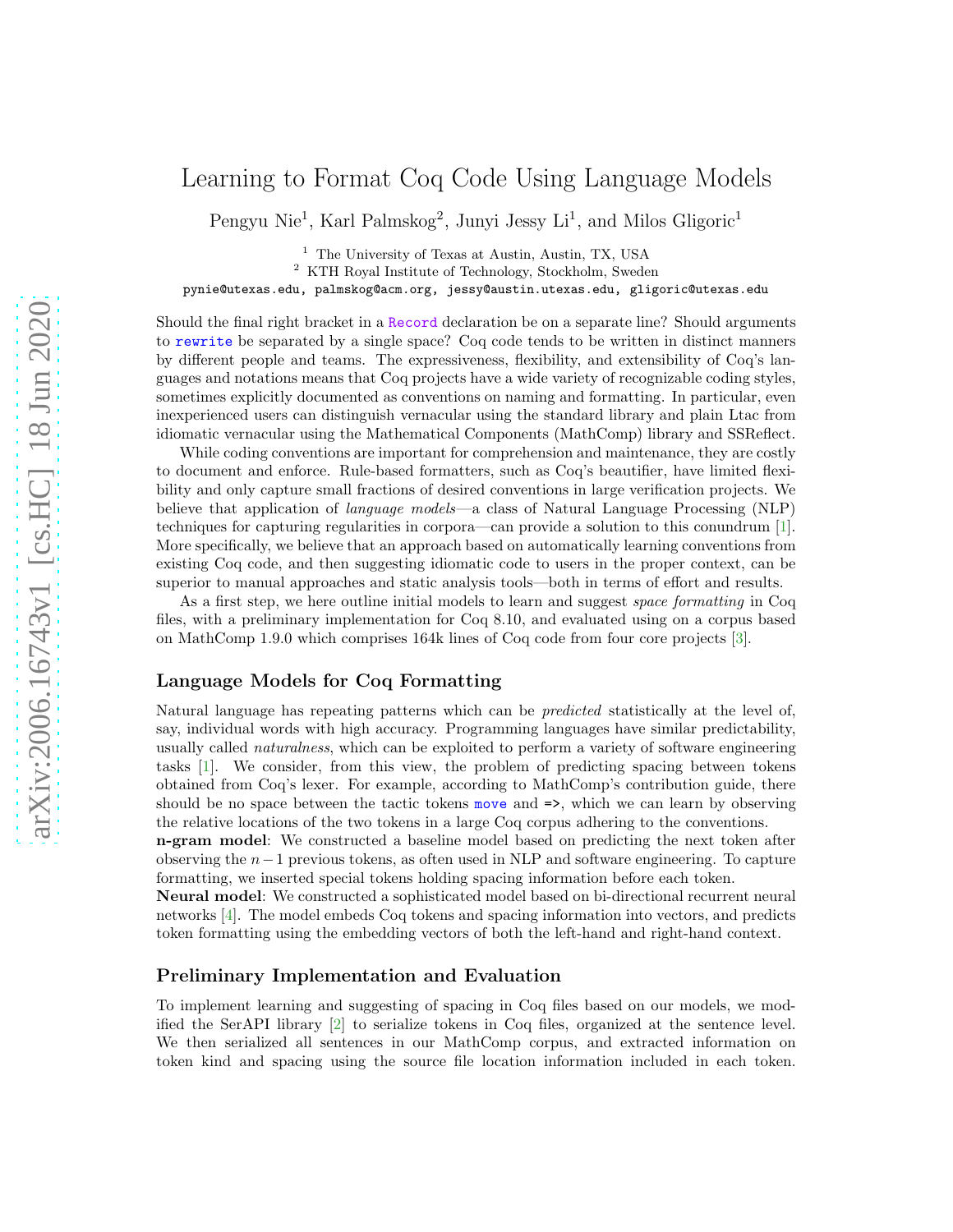# Learning to Format Coq Code Using Language Models

Pengyu Nie[1], Karl Palmskog[2], Junyi Jessy Li[1], and Milos Gligoric[1]

[1] The University of Texas at Austin, Austin, TX, USA
[2] KTH Royal Institute of Technology, Stockholm, Sweden
pynie@utexas.edu, palmskog@acm.org, jessy@austin.utexas.edu, gligoric@utexas.edu

Should the final right bracket in a `Record` declaration be on a separate line? Should arguments to `rewrite` be separated by a single space? Coq code tends to be written in distinct manners by different people and teams. The expressiveness, flexibility, and extensibility of Coq's languages and notations means that Coq projects have a wide variety of recognizable coding styles, sometimes explicitly documented as conventions on naming and formatting. In particular, even inexperienced users can distinguish vernacular using the standard library and plain Ltac from idiomatic vernacular using the Mathematical Components (MathComp) library and SSReflect.

While coding conventions are important for comprehension and maintenance, they are costly to document and enforce. Rule-based formatters, such as Coq's beautifier, have limited flexibility and only capture small fractions of desired conventions in large verification projects. We believe that application of *language models*—a class of Natural Language Processing (NLP) techniques for capturing regularities in corpora—can provide a solution to this conundrum [1]. More specifically, we believe that an approach based on automatically learning conventions from existing Coq code, and then suggesting idiomatic code to users in the proper context, can be superior to manual approaches and static analysis tools—both in terms of effort and results.

As a first step, we here outline initial models to learn and suggest *space formatting* in Coq files, with a preliminary implementation for Coq 8.10, and evaluated using on a corpus based on MathComp 1.9.0 which comprises 164k lines of Coq code from four core projects [3].

### Language Models for Coq Formatting

Natural language has repeating patterns which can be *predicted* statistically at the level of, say, individual words with high accuracy. Programming languages have similar predictability, usually called *naturalness*, which can be exploited to perform a variety of software engineering tasks [1]. We consider, from this view, the problem of predicting spacing between tokens obtained from Coq's lexer. For example, according to MathComp's contribution guide, there should be no space between the tactic tokens `move` and `=>`, which we can learn by observing the relative locations of the two tokens in a large Coq corpus adhering to the conventions.

**n-gram model**: We constructed a baseline model based on predicting the next token after observing the $n-1$ previous tokens, as often used in NLP and software engineering. To capture formatting, we inserted special tokens holding spacing information before each token.

**Neural model**: We constructed a sophisticated model based on bi-directional recurrent neural networks [4]. The model embeds Coq tokens and spacing information into vectors, and predicts token formatting using the embedding vectors of both the left-hand and right-hand context.

### Preliminary Implementation and Evaluation

To implement learning and suggesting of spacing in Coq files based on our models, we modified the SerAPI library [2] to serialize tokens in Coq files, organized at the sentence level. We then serialized all sentences in our MathComp corpus, and extracted information on token kind and spacing using the source file location information included in each token.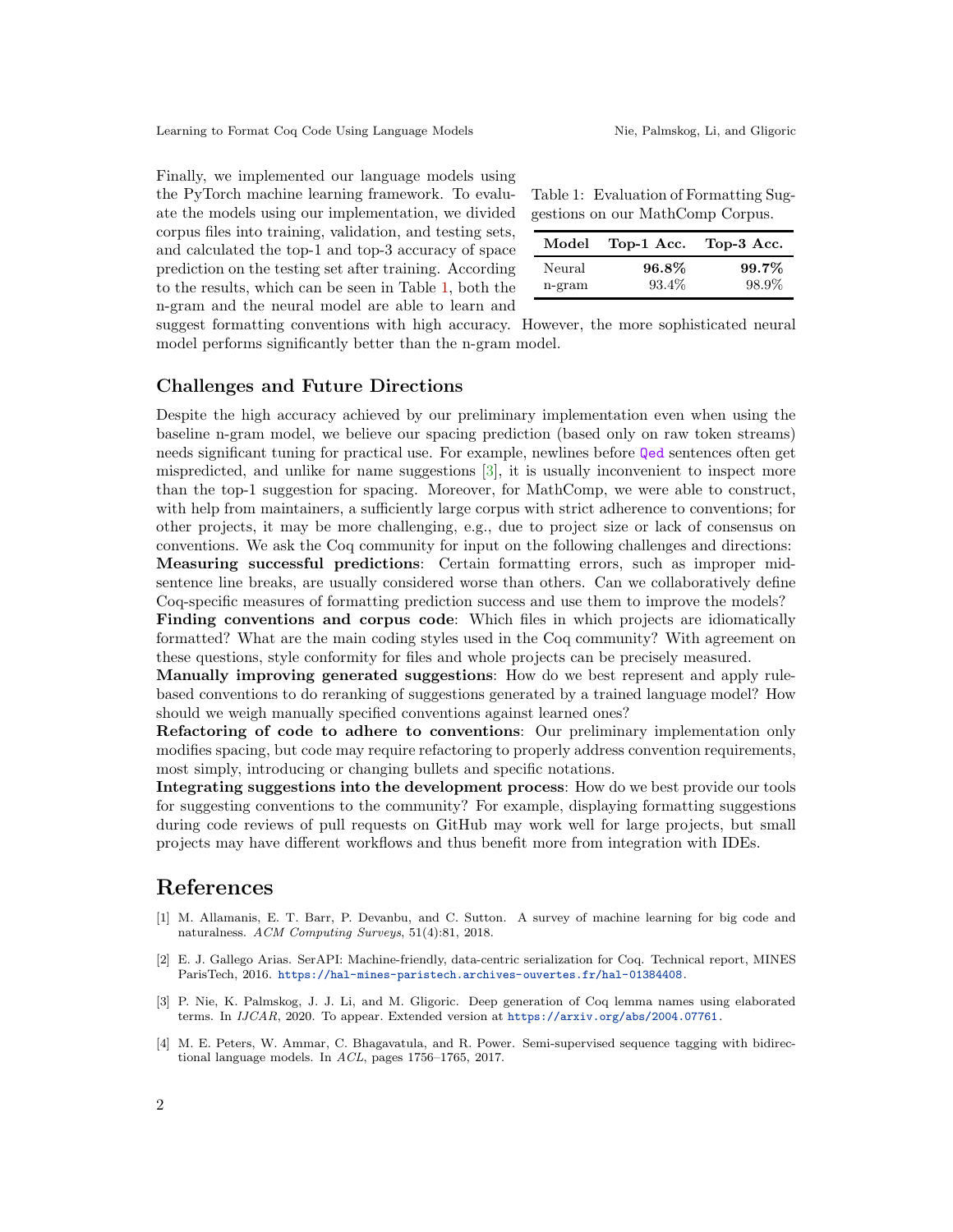Finally, we implemented our language models using the PyTorch machine learning framework. To evaluate the models using our implementation, we divided corpus files into training, validation, and testing sets, and calculated the top-1 and top-3 accuracy of space prediction on the testing set after training. According to the results, which can be seen in Table 1, both the n-gram and the neural model are able to learn and suggest formatting conventions with high accuracy. However, the more sophisticated neural model performs significantly better than the n-gram model.

Table 1: Evaluation of Formatting Suggestions on our MathComp Corpus.

| Model | Top-1 Acc. | Top-3 Acc. |
|---|---|---|
| Neural | **96.8%** | **99.7%** |
| n-gram | 93.4% | 98.9% |

## Challenges and Future Directions

Despite the high accuracy achieved by our preliminary implementation even when using the baseline n-gram model, we believe our spacing prediction (based only on raw token streams) needs significant tuning for practical use. For example, newlines before `Qed` sentences often get mispredicted, and unlike for name suggestions [3], it is usually inconvenient to inspect more than the top-1 suggestion for spacing. Moreover, for MathComp, we were able to construct, with help from maintainers, a sufficiently large corpus with strict adherence to conventions; for other projects, it may be more challenging, e.g., due to project size or lack of consensus on conventions. We ask the Coq community for input on the following challenges and directions:

**Measuring successful predictions**: Certain formatting errors, such as improper mid-sentence line breaks, are usually considered worse than others. Can we collaboratively define Coq-specific measures of formatting prediction success and use them to improve the models?

**Finding conventions and corpus code**: Which files in which projects are idiomatically formatted? What are the main coding styles used in the Coq community? With agreement on these questions, style conformity for files and whole projects can be precisely measured.

**Manually improving generated suggestions**: How do we best represent and apply rule-based conventions to do reranking of suggestions generated by a trained language model? How should we weigh manually specified conventions against learned ones?

**Refactoring of code to adhere to conventions**: Our preliminary implementation only modifies spacing, but code may require refactoring to properly address convention requirements, most simply, introducing or changing bullets and specific notations.

**Integrating suggestions into the development process**: How do we best provide our tools for suggesting conventions to the community? For example, displaying formatting suggestions during code reviews of pull requests on GitHub may work well for large projects, but small projects may have different workflows and thus benefit more from integration with IDEs.

# References

[1] M. Allamanis, E. T. Barr, P. Devanbu, and C. Sutton. A survey of machine learning for big code and naturalness. *ACM Computing Surveys*, 51(4):81, 2018.

[2] E. J. Gallego Arias. SerAPI: Machine-friendly, data-centric serialization for Coq. Technical report, MINES ParisTech, 2016. https://hal-mines-paristech.archives-ouvertes.fr/hal-01384408.

[3] P. Nie, K. Palmskog, J. J. Li, and M. Gligoric. Deep generation of Coq lemma names using elaborated terms. In *IJCAR*, 2020. To appear. Extended version at https://arxiv.org/abs/2004.07761.

[4] M. E. Peters, W. Ammar, C. Bhagavatula, and R. Power. Semi-supervised sequence tagging with bidirectional language models. In *ACL*, pages 1756–1765, 2017.